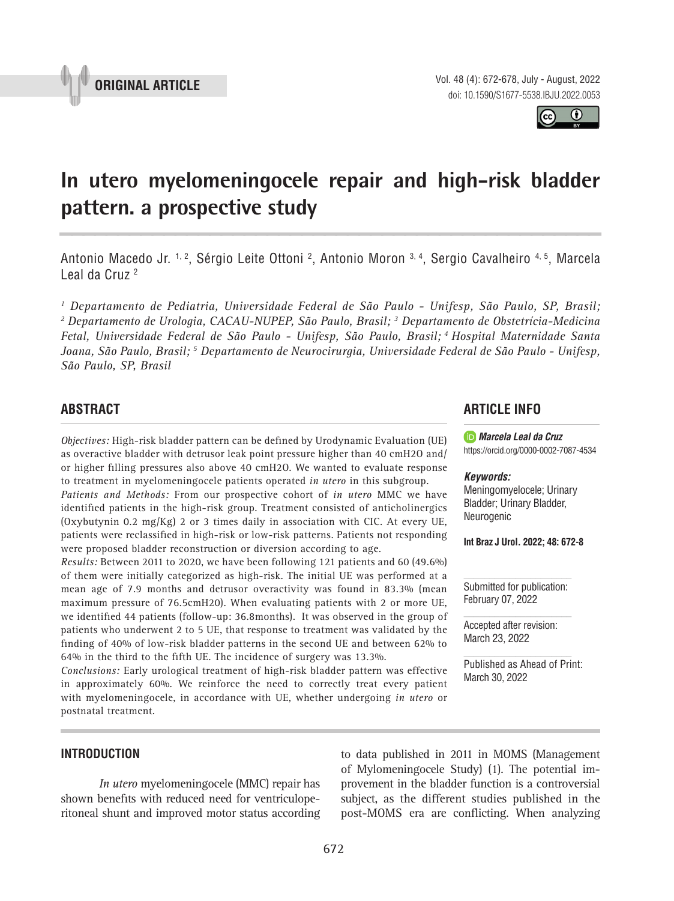ORIGINAL ARTICLE

# In utero myelomeningocele repair and high-risk bladder pattern. a prospective study

Antonio Macedo Jr. [1, 2], Sérgio Leite Ottoni [2], Antonio Moron [3, 4], Sergio Cavalheiro [4, 5], Marcela Leal da Cruz [2]

*[1] Departamento de Pediatria, Universidade Federal de São Paulo - Unifesp, São Paulo, SP, Brasil; [2] Departamento de Urologia, CACAU-NUPEP, São Paulo, Brasil; [3] Departamento de Obstetrícia-Medicina Fetal, Universidade Federal de São Paulo - Unifesp, São Paulo, Brasil; [4] Hospital Maternidade Santa Joana, São Paulo, Brasil; [5] Departamento de Neurocirurgia, Universidade Federal de São Paulo - Unifesp, São Paulo, SP, Brasil*

## ABSTRACT

*Objectives:* High-risk bladder pattern can be defined by Urodynamic Evaluation (UE) as overactive bladder with detrusor leak point pressure higher than 40 cmH2O and/or higher filling pressures also above 40 cmH2O. We wanted to evaluate response to treatment in myelomeningocele patients operated *in utero* in this subgroup.

*Patients and Methods:* From our prospective cohort of *in utero* MMC we have identified patients in the high-risk group. Treatment consisted of anticholinergics (Oxybutynin 0.2 mg/Kg) 2 or 3 times daily in association with CIC. At every UE, patients were reclassified in high-risk or low-risk patterns. Patients not responding were proposed bladder reconstruction or diversion according to age.

*Results:* Between 2011 to 2020, we have been following 121 patients and 60 (49.6%) of them were initially categorized as high-risk. The initial UE was performed at a mean age of 7.9 months and detrusor overactivity was found in 83.3% (mean maximum pressure of 76.5cmH20). When evaluating patients with 2 or more UE, we identified 44 patients (follow-up: 36.8months). It was observed in the group of patients who underwent 2 to 5 UE, that response to treatment was validated by the finding of 40% of low-risk bladder patterns in the second UE and between 62% to 64% in the third to the fifth UE. The incidence of surgery was 13.3%.

*Conclusions:* Early urological treatment of high-risk bladder pattern was effective in approximately 60%. We reinforce the need to correctly treat every patient with myelomeningocele, in accordance with UE, whether undergoing *in utero* or postnatal treatment.

## ARTICLE INFO

***Marcela Leal da Cruz***
https://orcid.org/0000-0002-7087-4534

***Keywords:***
Meningomyelocele; Urinary Bladder; Urinary Bladder, Neurogenic

**Int Braz J Urol. 2022; 48: 672-8**

Submitted for publication:
February 07, 2022

Accepted after revision:
March 23, 2022

Published as Ahead of Print:
March 30, 2022

## INTRODUCTION

*In utero* myelomeningocele (MMC) repair has shown benefits with reduced need for ventriculoperitoneal shunt and improved motor status according to data published in 2011 in MOMS (Management of Mylomeningocele Study) (1). The potential improvement in the bladder function is a controversial subject, as the different studies published in the post-MOMS era are conflicting. When analyzing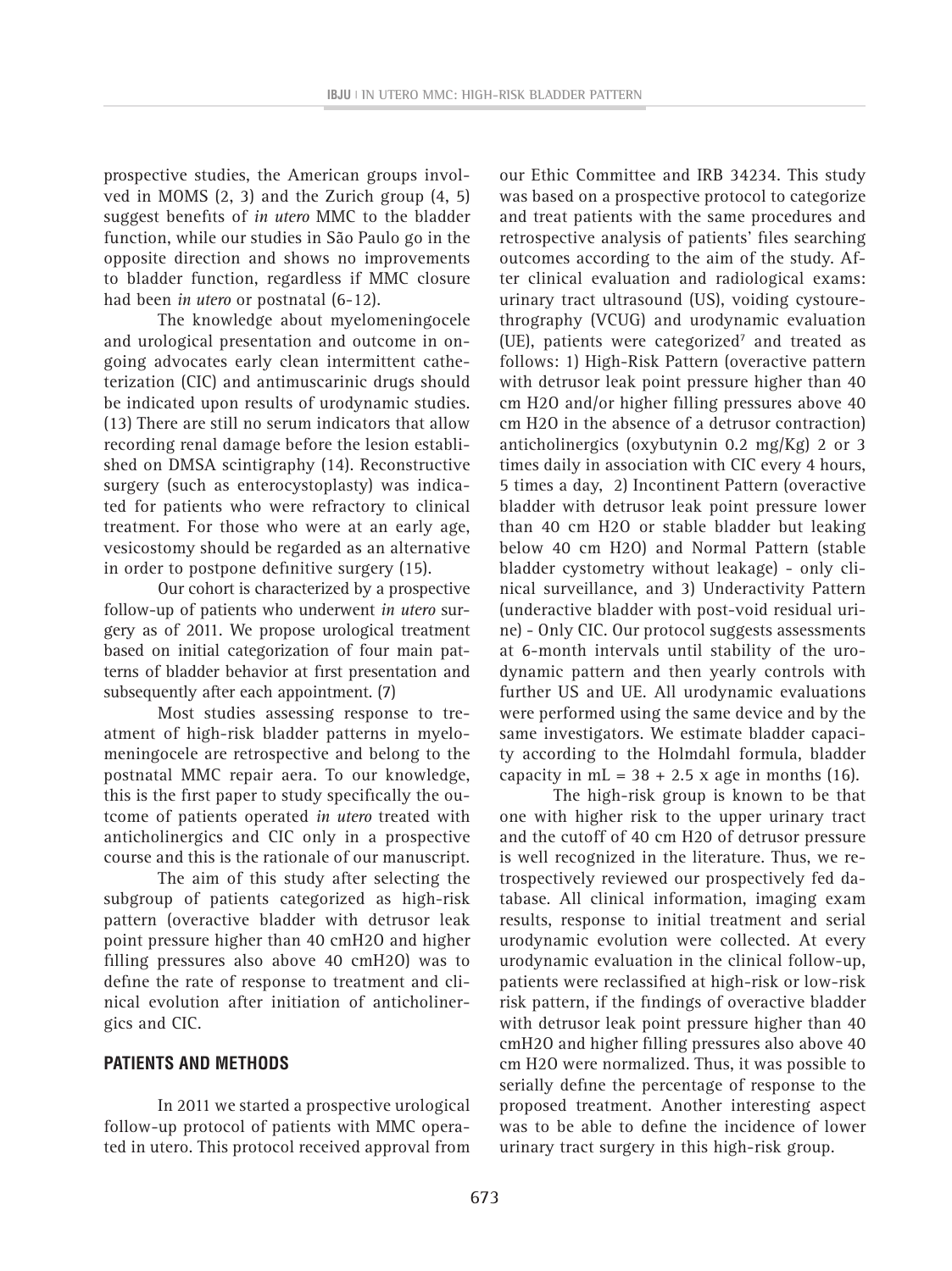prospective studies, the American groups involved in MOMS (2, 3) and the Zurich group (4, 5) suggest benefits of *in utero* MMC to the bladder function, while our studies in São Paulo go in the opposite direction and shows no improvements to bladder function, regardless if MMC closure had been *in utero* or postnatal (6-12).

The knowledge about myelomeningocele and urological presentation and outcome in ongoing advocates early clean intermittent catheterization (CIC) and antimuscarinic drugs should be indicated upon results of urodynamic studies. (13) There are still no serum indicators that allow recording renal damage before the lesion established on DMSA scintigraphy (14). Reconstructive surgery (such as enterocystoplasty) was indicated for patients who were refractory to clinical treatment. For those who were at an early age, vesicostomy should be regarded as an alternative in order to postpone definitive surgery (15).

Our cohort is characterized by a prospective follow-up of patients who underwent *in utero* surgery as of 2011. We propose urological treatment based on initial categorization of four main patterns of bladder behavior at first presentation and subsequently after each appointment. (7)

Most studies assessing response to treatment of high-risk bladder patterns in myelomeningocele are retrospective and belong to the postnatal MMC repair aera. To our knowledge, this is the first paper to study specifically the outcome of patients operated *in utero* treated with anticholinergics and CIC only in a prospective course and this is the rationale of our manuscript.

The aim of this study after selecting the subgroup of patients categorized as high-risk pattern (overactive bladder with detrusor leak point pressure higher than 40 cmH2O and higher filling pressures also above 40 cmH2O) was to define the rate of response to treatment and clinical evolution after initiation of anticholinergics and CIC.

## PATIENTS AND METHODS

In 2011 we started a prospective urological follow-up protocol of patients with MMC operated in utero. This protocol received approval from our Ethic Committee and IRB 34234. This study was based on a prospective protocol to categorize and treat patients with the same procedures and retrospective analysis of patients' files searching outcomes according to the aim of the study. After clinical evaluation and radiological exams: urinary tract ultrasound (US), voiding cystourethrography (VCUG) and urodynamic evaluation (UE), patients were categorized[7] and treated as follows: 1) High-Risk Pattern (overactive pattern with detrusor leak point pressure higher than 40 cm H2O and/or higher filling pressures above 40 cm H2O in the absence of a detrusor contraction) anticholinergics (oxybutynin 0.2 mg/Kg) 2 or 3 times daily in association with CIC every 4 hours, 5 times a day, 2) Incontinent Pattern (overactive bladder with detrusor leak point pressure lower than 40 cm H2O or stable bladder but leaking below 40 cm H2O) and Normal Pattern (stable bladder cystometry without leakage) - only clinical surveillance, and 3) Underactivity Pattern (underactive bladder with post-void residual urine) - Only CIC. Our protocol suggests assessments at 6-month intervals until stability of the urodynamic pattern and then yearly controls with further US and UE. All urodynamic evaluations were performed using the same device and by the same investigators. We estimate bladder capacity according to the Holmdahl formula, bladder capacity in mL = 38 + 2.5 x age in months (16).

The high-risk group is known to be that one with higher risk to the upper urinary tract and the cutoff of 40 cm H2O of detrusor pressure is well recognized in the literature. Thus, we retrospectively reviewed our prospectively fed database. All clinical information, imaging exam results, response to initial treatment and serial urodynamic evolution were collected. At every urodynamic evaluation in the clinical follow-up, patients were reclassified at high-risk or low-risk risk pattern, if the findings of overactive bladder with detrusor leak point pressure higher than 40 cmH2O and higher filling pressures also above 40 cm H2O were normalized. Thus, it was possible to serially define the percentage of response to the proposed treatment. Another interesting aspect was to be able to define the incidence of lower urinary tract surgery in this high-risk group.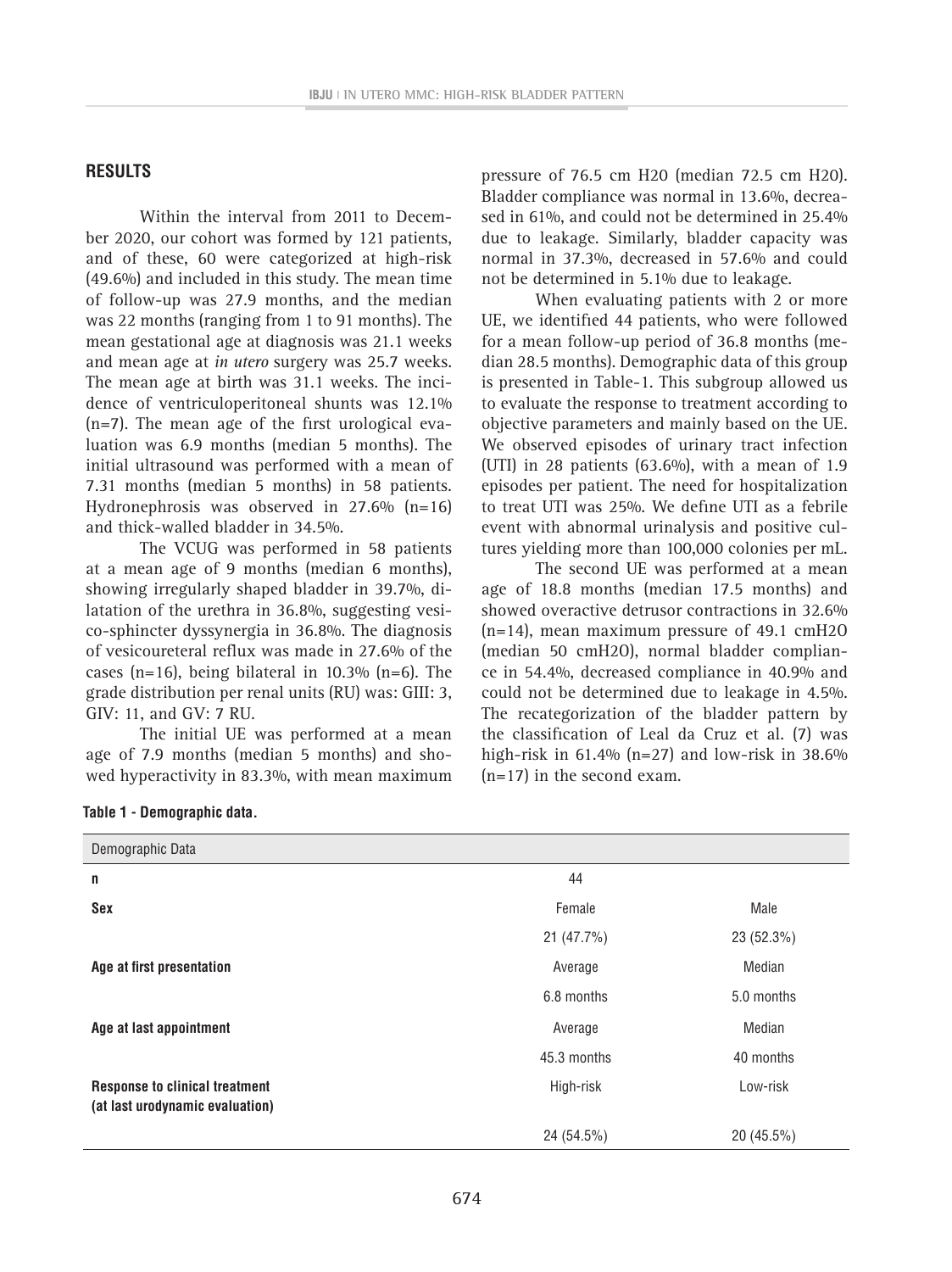## RESULTS

Within the interval from 2011 to December 2020, our cohort was formed by 121 patients, and of these, 60 were categorized at high-risk (49.6%) and included in this study. The mean time of follow-up was 27.9 months, and the median was 22 months (ranging from 1 to 91 months). The mean gestational age at diagnosis was 21.1 weeks and mean age at *in utero* surgery was 25.7 weeks. The mean age at birth was 31.1 weeks. The incidence of ventriculoperitoneal shunts was 12.1% (n=7). The mean age of the first urological evaluation was 6.9 months (median 5 months). The initial ultrasound was performed with a mean of 7.31 months (median 5 months) in 58 patients. Hydronephrosis was observed in 27.6% (n=16) and thick-walled bladder in 34.5%.

The VCUG was performed in 58 patients at a mean age of 9 months (median 6 months), showing irregularly shaped bladder in 39.7%, dilatation of the urethra in 36.8%, suggesting vesico-sphincter dyssynergia in 36.8%. The diagnosis of vesicoureteral reflux was made in 27.6% of the cases (n=16), being bilateral in 10.3% (n=6). The grade distribution per renal units (RU) was: GIII: 3, GIV: 11, and GV: 7 RU.

The initial UE was performed at a mean age of 7.9 months (median 5 months) and showed hyperactivity in 83.3%, with mean maximum pressure of 76.5 cm H20 (median 72.5 cm H20). Bladder compliance was normal in 13.6%, decreased in 61%, and could not be determined in 25.4% due to leakage. Similarly, bladder capacity was normal in 37.3%, decreased in 57.6% and could not be determined in 5.1% due to leakage.

When evaluating patients with 2 or more UE, we identified 44 patients, who were followed for a mean follow-up period of 36.8 months (median 28.5 months). Demographic data of this group is presented in Table-1. This subgroup allowed us to evaluate the response to treatment according to objective parameters and mainly based on the UE. We observed episodes of urinary tract infection (UTI) in 28 patients (63.6%), with a mean of 1.9 episodes per patient. The need for hospitalization to treat UTI was 25%. We define UTI as a febrile event with abnormal urinalysis and positive cultures yielding more than 100,000 colonies per mL.

The second UE was performed at a mean age of 18.8 months (median 17.5 months) and showed overactive detrusor contractions in 32.6% (n=14), mean maximum pressure of 49.1 cmH2O (median 50 cmH2O), normal bladder compliance in 54.4%, decreased compliance in 40.9% and could not be determined due to leakage in 4.5%. The recategorization of the bladder pattern by the classification of Leal da Cruz et al. (7) was high-risk in 61.4% (n=27) and low-risk in 38.6% (n=17) in the second exam.

**Table 1 - Demographic data.**

| Demographic Data | | |
|---|---|---|
| **n** | 44 | |
| **Sex** | Female | Male |
| | 21 (47.7%) | 23 (52.3%) |
| **Age at first presentation** | Average | Median |
| | 6.8 months | 5.0 months |
| **Age at last appointment** | Average | Median |
| | 45.3 months | 40 months |
| **Response to clinical treatment (at last urodynamic evaluation)** | High-risk | Low-risk |
| | 24 (54.5%) | 20 (45.5%) |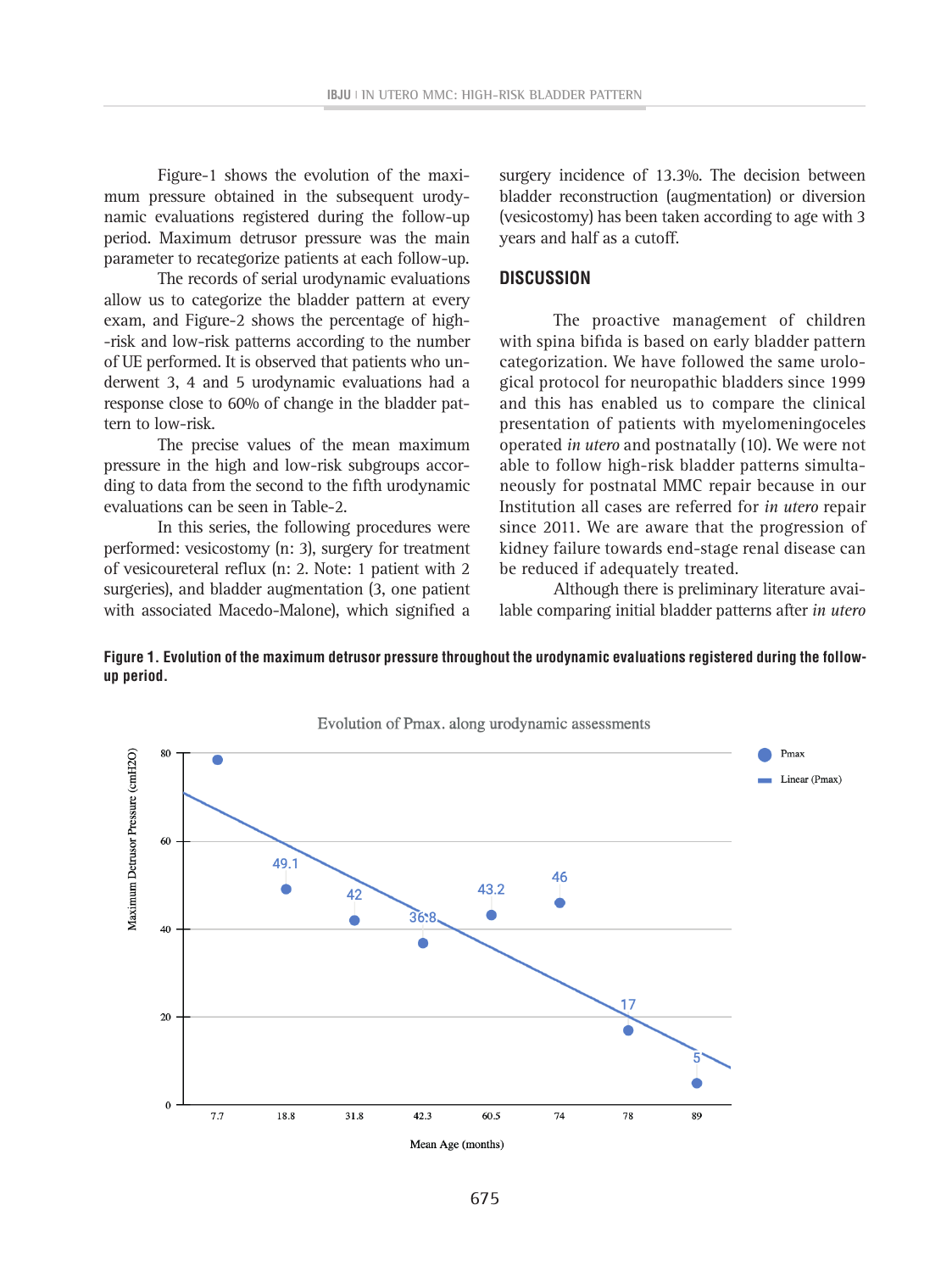Figure-1 shows the evolution of the maximum pressure obtained in the subsequent urodynamic evaluations registered during the follow-up period. Maximum detrusor pressure was the main parameter to recategorize patients at each follow-up.

The records of serial urodynamic evaluations allow us to categorize the bladder pattern at every exam, and Figure-2 shows the percentage of high-risk and low-risk patterns according to the number of UE performed. It is observed that patients who underwent 3, 4 and 5 urodynamic evaluations had a response close to 60% of change in the bladder pattern to low-risk.

The precise values of the mean maximum pressure in the high and low-risk subgroups according to data from the second to the fifth urodynamic evaluations can be seen in Table-2.

In this series, the following procedures were performed: vesicostomy (n: 3), surgery for treatment of vesicoureteral reflux (n: 2. Note: 1 patient with 2 surgeries), and bladder augmentation (3, one patient with associated Macedo-Malone), which signified a surgery incidence of 13.3%. The decision between bladder reconstruction (augmentation) or diversion (vesicostomy) has been taken according to age with 3 years and half as a cutoff.

## DISCUSSION

The proactive management of children with spina bifida is based on early bladder pattern categorization. We have followed the same urological protocol for neuropathic bladders since 1999 and this has enabled us to compare the clinical presentation of patients with myelomeningoceles operated *in utero* and postnatally (10). We were not able to follow high-risk bladder patterns simultaneously for postnatal MMC repair because in our Institution all cases are referred for *in utero* repair since 2011. We are aware that the progression of kidney failure towards end-stage renal disease can be reduced if adequately treated.

Although there is preliminary literature available comparing initial bladder patterns after *in utero*

**Figure 1. Evolution of the maximum detrusor pressure throughout the urodynamic evaluations registered during the follow-up period.**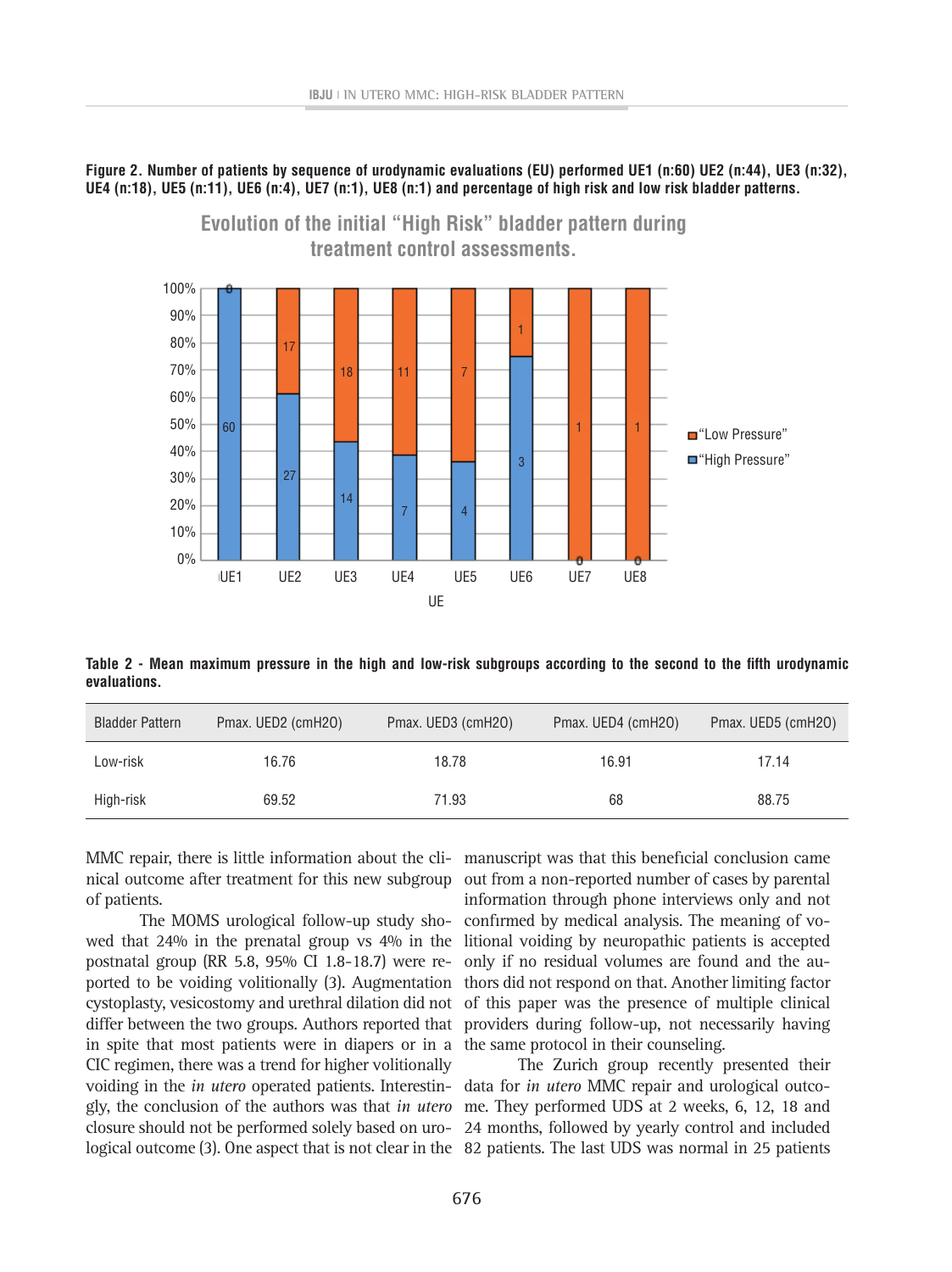**Figure 2. Number of patients by sequence of urodynamic evaluations (EU) performed UE1 (n:60) UE2 (n:44), UE3 (n:32), UE4 (n:18), UE5 (n:11), UE6 (n:4), UE7 (n:1), UE8 (n:1) and percentage of high risk and low risk bladder patterns.**

**Table 2 - Mean maximum pressure in the high and low-risk subgroups according to the second to the fifth urodynamic evaluations.**

| Bladder Pattern | Pmax. UED2 (cmH2O) | Pmax. UED3 (cmH2O) | Pmax. UED4 (cmH2O) | Pmax. UED5 (cmH2O) |
|---|---|---|---|---|
| Low-risk | 16.76 | 18.78 | 16.91 | 17.14 |
| High-risk | 69.52 | 71.93 | 68 | 88.75 |

MMC repair, there is little information about the clinical outcome after treatment for this new subgroup of patients.

The MOMS urological follow-up study showed that 24% in the prenatal group vs 4% in the postnatal group (RR 5.8, 95% CI 1.8-18.7) were reported to be voiding volitionally (3). Augmentation cystoplasty, vesicostomy and urethral dilation did not differ between the two groups. Authors reported that in spite that most patients were in diapers or in a CIC regimen, there was a trend for higher volitionally voiding in the *in utero* operated patients. Interestingly, the conclusion of the authors was that *in utero* closure should not be performed solely based on urological outcome (3). One aspect that is not clear in the manuscript was that this beneficial conclusion came out from a non-reported number of cases by parental information through phone interviews only and not confirmed by medical analysis. The meaning of volitional voiding by neuropathic patients is accepted only if no residual volumes are found and the authors did not respond on that. Another limiting factor of this paper was the presence of multiple clinical providers during follow-up, not necessarily having the same protocol in their counseling.

The Zurich group recently presented their data for *in utero* MMC repair and urological outcome. They performed UDS at 2 weeks, 6, 12, 18 and 24 months, followed by yearly control and included 82 patients. The last UDS was normal in 25 patients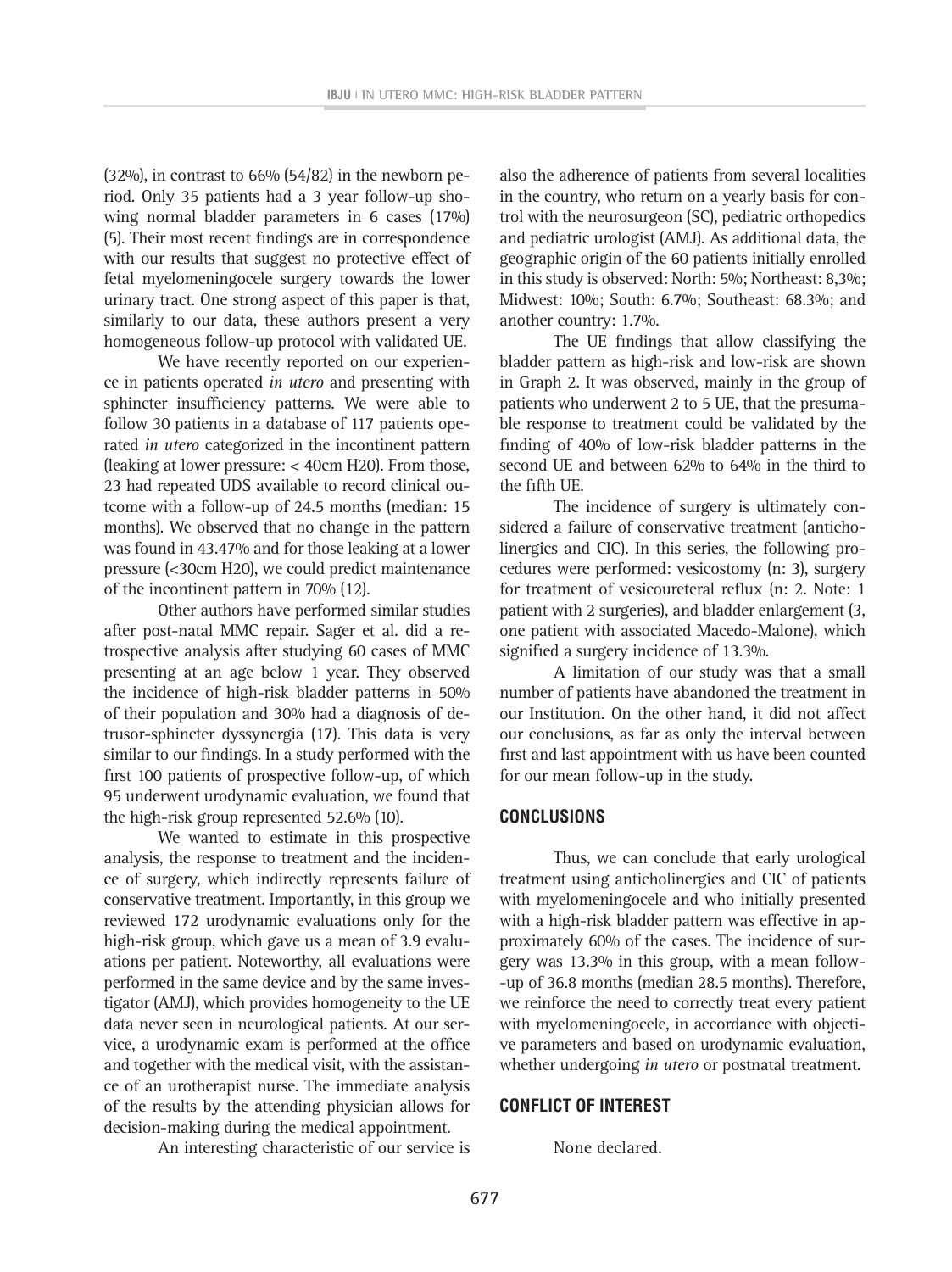(32%), in contrast to 66% (54/82) in the newborn period. Only 35 patients had a 3 year follow-up showing normal bladder parameters in 6 cases (17%) (5). Their most recent findings are in correspondence with our results that suggest no protective effect of fetal myelomeningocele surgery towards the lower urinary tract. One strong aspect of this paper is that, similarly to our data, these authors present a very homogeneous follow-up protocol with validated UE.

We have recently reported on our experience in patients operated *in utero* and presenting with sphincter insufficiency patterns. We were able to follow 30 patients in a database of 117 patients operated *in utero* categorized in the incontinent pattern (leaking at lower pressure: < 40cm H20). From those, 23 had repeated UDS available to record clinical outcome with a follow-up of 24.5 months (median: 15 months). We observed that no change in the pattern was found in 43.47% and for those leaking at a lower pressure (<30cm H20), we could predict maintenance of the incontinent pattern in 70% (12).

Other authors have performed similar studies after post-natal MMC repair. Sager et al. did a retrospective analysis after studying 60 cases of MMC presenting at an age below 1 year. They observed the incidence of high-risk bladder patterns in 50% of their population and 30% had a diagnosis of detrusor-sphincter dyssynergia (17). This data is very similar to our findings. In a study performed with the first 100 patients of prospective follow-up, of which 95 underwent urodynamic evaluation, we found that the high-risk group represented 52.6% (10).

We wanted to estimate in this prospective analysis, the response to treatment and the incidence of surgery, which indirectly represents failure of conservative treatment. Importantly, in this group we reviewed 172 urodynamic evaluations only for the high-risk group, which gave us a mean of 3.9 evaluations per patient. Noteworthy, all evaluations were performed in the same device and by the same investigator (AMJ), which provides homogeneity to the UE data never seen in neurological patients. At our service, a urodynamic exam is performed at the office and together with the medical visit, with the assistance of an urotherapist nurse. The immediate analysis of the results by the attending physician allows for decision-making during the medical appointment.

An interesting characteristic of our service is also the adherence of patients from several localities in the country, who return on a yearly basis for control with the neurosurgeon (SC), pediatric orthopedics and pediatric urologist (AMJ). As additional data, the geographic origin of the 60 patients initially enrolled in this study is observed: North: 5%; Northeast: 8,3%; Midwest: 10%; South: 6.7%; Southeast: 68.3%; and another country: 1.7%.

The UE findings that allow classifying the bladder pattern as high-risk and low-risk are shown in Graph 2. It was observed, mainly in the group of patients who underwent 2 to 5 UE, that the presumable response to treatment could be validated by the finding of 40% of low-risk bladder patterns in the second UE and between 62% to 64% in the third to the fifth UE.

The incidence of surgery is ultimately considered a failure of conservative treatment (anticholinergics and CIC). In this series, the following procedures were performed: vesicostomy (n: 3), surgery for treatment of vesicoureteral reflux (n: 2. Note: 1 patient with 2 surgeries), and bladder enlargement (3, one patient with associated Macedo-Malone), which signified a surgery incidence of 13.3%.

A limitation of our study was that a small number of patients have abandoned the treatment in our Institution. On the other hand, it did not affect our conclusions, as far as only the interval between first and last appointment with us have been counted for our mean follow-up in the study.

## CONCLUSIONS

Thus, we can conclude that early urological treatment using anticholinergics and CIC of patients with myelomeningocele and who initially presented with a high-risk bladder pattern was effective in approximately 60% of the cases. The incidence of surgery was 13.3% in this group, with a mean follow-up of 36.8 months (median 28.5 months). Therefore, we reinforce the need to correctly treat every patient with myelomeningocele, in accordance with objective parameters and based on urodynamic evaluation, whether undergoing *in utero* or postnatal treatment.

## CONFLICT OF INTEREST

None declared.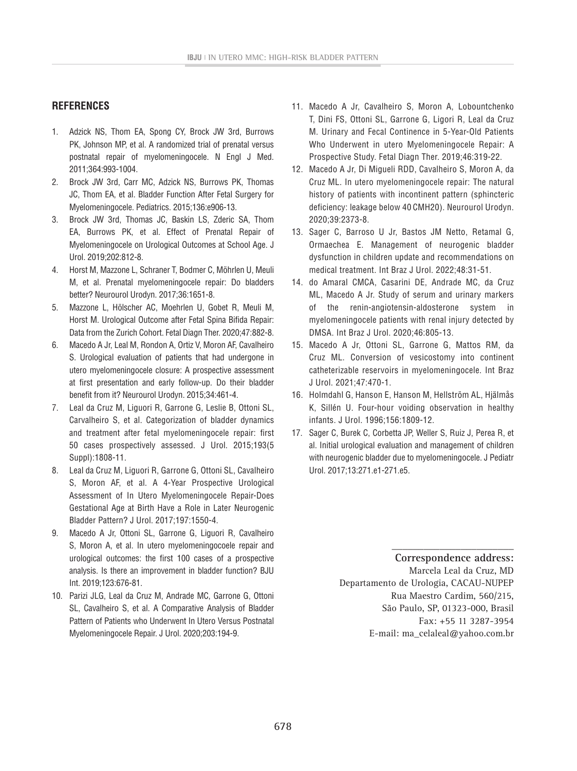## REFERENCES

1. Adzick NS, Thom EA, Spong CY, Brock JW 3rd, Burrows PK, Johnson MP, et al. A randomized trial of prenatal versus postnatal repair of myelomeningocele. N Engl J Med. 2011;364:993-1004.
2. Brock JW 3rd, Carr MC, Adzick NS, Burrows PK, Thomas JC, Thom EA, et al. Bladder Function After Fetal Surgery for Myelomeningocele. Pediatrics. 2015;136:e906-13.
3. Brock JW 3rd, Thomas JC, Baskin LS, Zderic SA, Thom EA, Burrows PK, et al. Effect of Prenatal Repair of Myelomeningocele on Urological Outcomes at School Age. J Urol. 2019;202:812-8.
4. Horst M, Mazzone L, Schraner T, Bodmer C, Möhrlen U, Meuli M, et al. Prenatal myelomeningocele repair: Do bladders better? Neurourol Urodyn. 2017;36:1651-8.
5. Mazzone L, Hölscher AC, Moehrlen U, Gobet R, Meuli M, Horst M. Urological Outcome after Fetal Spina Bifida Repair: Data from the Zurich Cohort. Fetal Diagn Ther. 2020;47:882-8.
6. Macedo A Jr, Leal M, Rondon A, Ortiz V, Moron AF, Cavalheiro S. Urological evaluation of patients that had undergone in utero myelomeningocele closure: A prospective assessment at first presentation and early follow-up. Do their bladder benefit from it? Neurourol Urodyn. 2015;34:461-4.
7. Leal da Cruz M, Liguori R, Garrone G, Leslie B, Ottoni SL, Carvalheiro S, et al. Categorization of bladder dynamics and treatment after fetal myelomeningocele repair: first 50 cases prospectively assessed. J Urol. 2015;193(5 Suppl):1808-11.
8. Leal da Cruz M, Liguori R, Garrone G, Ottoni SL, Cavalheiro S, Moron AF, et al. A 4-Year Prospective Urological Assessment of In Utero Myelomeningocele Repair-Does Gestational Age at Birth Have a Role in Later Neurogenic Bladder Pattern? J Urol. 2017;197:1550-4.
9. Macedo A Jr, Ottoni SL, Garrone G, Liguori R, Cavalheiro S, Moron A, et al. In utero myelomeningocoele repair and urological outcomes: the first 100 cases of a prospective analysis. Is there an improvement in bladder function? BJU Int. 2019;123:676-81.
10. Parizi JLG, Leal da Cruz M, Andrade MC, Garrone G, Ottoni SL, Cavalheiro S, et al. A Comparative Analysis of Bladder Pattern of Patients who Underwent In Utero Versus Postnatal Myelomeningocele Repair. J Urol. 2020;203:194-9.
11. Macedo A Jr, Cavalheiro S, Moron A, Lobountchenko T, Dini FS, Ottoni SL, Garrone G, Ligori R, Leal da Cruz M. Urinary and Fecal Continence in 5-Year-Old Patients Who Underwent in utero Myelomeningocele Repair: A Prospective Study. Fetal Diagn Ther. 2019;46:319-22.
12. Macedo A Jr, Di Migueli RDD, Cavalheiro S, Moron A, da Cruz ML. In utero myelomeningocele repair: The natural history of patients with incontinent pattern (sphincteric deficiency: leakage below 40 CMH20). Neurourol Urodyn. 2020;39:2373-8.
13. Sager C, Barroso U Jr, Bastos JM Netto, Retamal G, Ormaechea E. Management of neurogenic bladder dysfunction in children update and recommendations on medical treatment. Int Braz J Urol. 2022;48:31-51.
14. do Amaral CMCA, Casarini DE, Andrade MC, da Cruz ML, Macedo A Jr. Study of serum and urinary markers of the renin-angiotensin-aldosterone system in myelomeningocele patients with renal injury detected by DMSA. Int Braz J Urol. 2020;46:805-13.
15. Macedo A Jr, Ottoni SL, Garrone G, Mattos RM, da Cruz ML. Conversion of vesicostomy into continent catheterizable reservoirs in myelomeningocele. Int Braz J Urol. 2021;47:470-1.
16. Holmdahl G, Hanson E, Hanson M, Hellström AL, Hjälmås K, Sillén U. Four-hour voiding observation in healthy infants. J Urol. 1996;156:1809-12.
17. Sager C, Burek C, Corbetta JP, Weller S, Ruiz J, Perea R, et al. Initial urological evaluation and management of children with neurogenic bladder due to myelomeningocele. J Pediatr Urol. 2017;13:271.e1-271.e5.

**Correspondence address:**
Marcela Leal da Cruz, MD
Departamento de Urologia, CACAU-NUPEP
Rua Maestro Cardim, 560/215,
São Paulo, SP, 01323-000, Brasil
Fax: +55 11 3287-3954
E-mail: ma_celaleal@yahoo.com.br